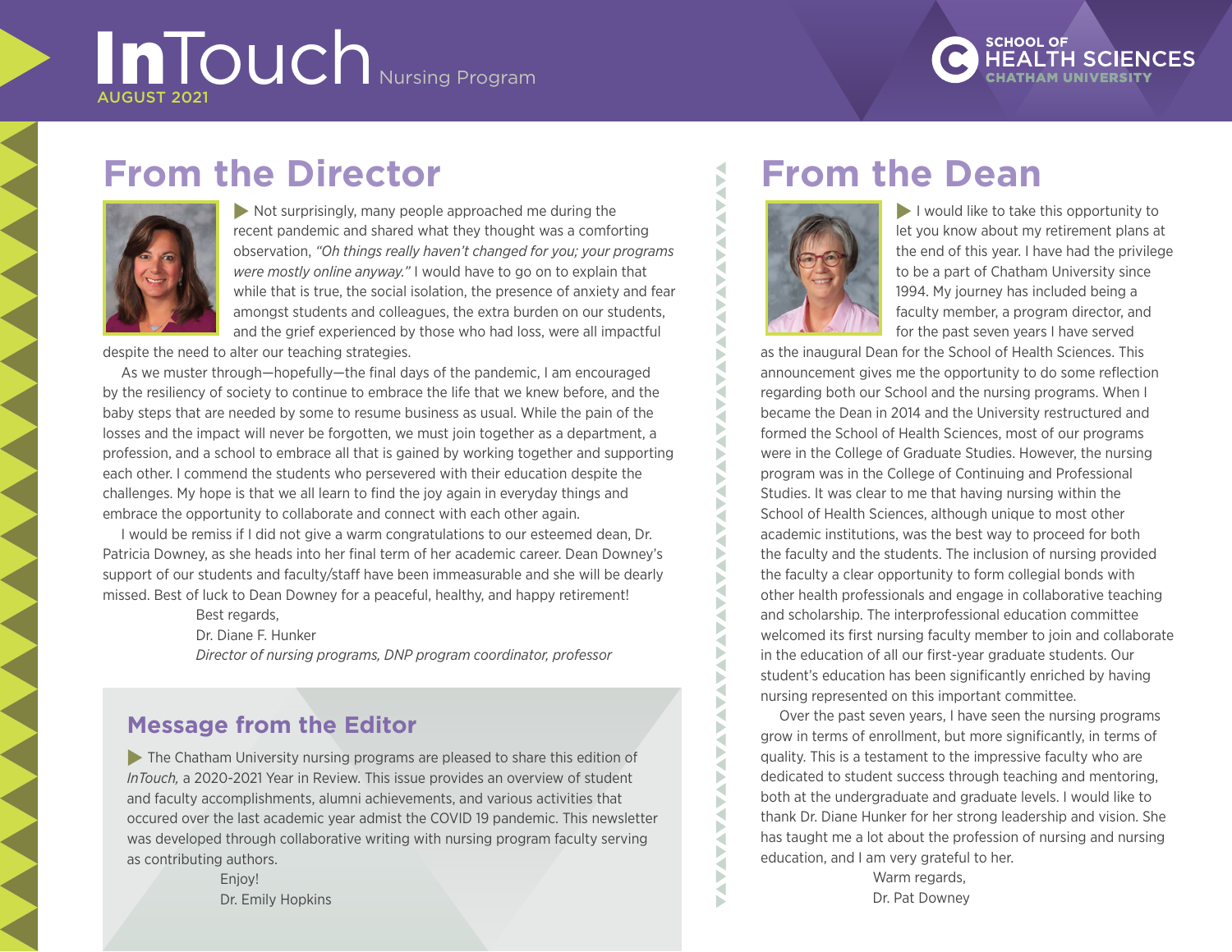# InTouch Nursing Program

AUGUST 2021

SCHOOL OF HEALTH SCIENCES
CHATHAM UNIVERSITY

## From the Director

Not surprisingly, many people approached me during the recent pandemic and shared what they thought was a comforting observation, *"Oh things really haven't changed for you; your programs were mostly online anyway."* I would have to go on to explain that while that is true, the social isolation, the presence of anxiety and fear amongst students and colleagues, the extra burden on our students, and the grief experienced by those who had loss, were all impactful despite the need to alter our teaching strategies.

As we muster through—hopefully—the final days of the pandemic, I am encouraged by the resiliency of society to continue to embrace the life that we knew before, and the baby steps that are needed by some to resume business as usual. While the pain of the losses and the impact will never be forgotten, we must join together as a department, a profession, and a school to embrace all that is gained by working together and supporting each other. I commend the students who persevered with their education despite the challenges. My hope is that we all learn to find the joy again in everyday things and embrace the opportunity to collaborate and connect with each other again.

I would be remiss if I did not give a warm congratulations to our esteemed dean, Dr. Patricia Downey, as she heads into her final term of her academic career. Dean Downey's support of our students and faculty/staff have been immeasurable and she will be dearly missed. Best of luck to Dean Downey for a peaceful, healthy, and happy retirement!

Best regards,

Dr. Diane F. Hunker

*Director of nursing programs, DNP program coordinator, professor*

### Message from the Editor

The Chatham University nursing programs are pleased to share this edition of *InTouch,* a 2020-2021 Year in Review. This issue provides an overview of student and faculty accomplishments, alumni achievements, and various activities that occured over the last academic year admist the COVID 19 pandemic. This newsletter was developed through collaborative writing with nursing program faculty serving as contributing authors.

Enjoy!

Dr. Emily Hopkins

## From the Dean

I would like to take this opportunity to let you know about my retirement plans at the end of this year. I have had the privilege to be a part of Chatham University since 1994. My journey has included being a faculty member, a program director, and for the past seven years I have served as the inaugural Dean for the School of Health Sciences. This announcement gives me the opportunity to do some reflection regarding both our School and the nursing programs. When I became the Dean in 2014 and the University restructured and formed the School of Health Sciences, most of our programs were in the College of Graduate Studies. However, the nursing program was in the College of Continuing and Professional Studies. It was clear to me that having nursing within the School of Health Sciences, although unique to most other academic institutions, was the best way to proceed for both the faculty and the students. The inclusion of nursing provided the faculty a clear opportunity to form collegial bonds with other health professionals and engage in collaborative teaching and scholarship. The interprofessional education committee welcomed its first nursing faculty member to join and collaborate in the education of all our first-year graduate students. Our student's education has been significantly enriched by having nursing represented on this important committee.

Over the past seven years, I have seen the nursing programs grow in terms of enrollment, but more significantly, in terms of quality. This is a testament to the impressive faculty who are dedicated to student success through teaching and mentoring, both at the undergraduate and graduate levels. I would like to thank Dr. Diane Hunker for her strong leadership and vision. She has taught me a lot about the profession of nursing and nursing education, and I am very grateful to her.

Warm regards,

Dr. Pat Downey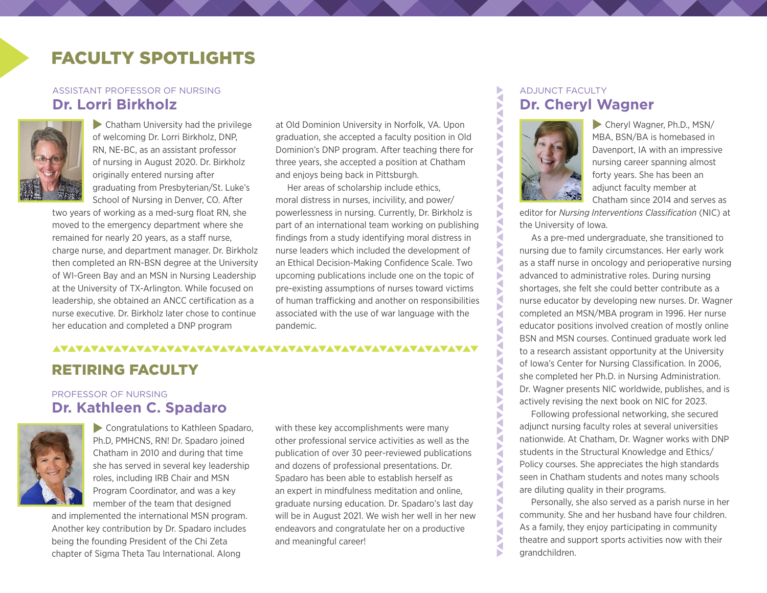# FACULTY SPOTLIGHTS

ASSISTANT PROFESSOR OF NURSING

## Dr. Lorri Birkholz

Chatham University had the privilege of welcoming Dr. Lorri Birkholz, DNP, RN, NE-BC, as an assistant professor of nursing in August 2020. Dr. Birkholz originally entered nursing after graduating from Presbyterian/St. Luke's School of Nursing in Denver, CO. After two years of working as a med-surg float RN, she moved to the emergency department where she remained for nearly 20 years, as a staff nurse, charge nurse, and department manager. Dr. Birkholz then completed an RN-BSN degree at the University of WI-Green Bay and an MSN in Nursing Leadership at the University of TX-Arlington. While focused on leadership, she obtained an ANCC certification as a nurse executive. Dr. Birkholz later chose to continue her education and completed a DNP program at Old Dominion University in Norfolk, VA. Upon graduation, she accepted a faculty position in Old Dominion's DNP program. After teaching there for three years, she accepted a position at Chatham and enjoys being back in Pittsburgh.

Her areas of scholarship include ethics, moral distress in nurses, incivility, and power/powerlessness in nursing. Currently, Dr. Birkholz is part of an international team working on publishing findings from a study identifying moral distress in nurse leaders which included the development of an Ethical Decision-Making Confidence Scale. Two upcoming publications include one on the topic of pre-existing assumptions of nurses toward victims of human trafficking and another on responsibilities associated with the use of war language with the pandemic.

# RETIRING FACULTY

PROFESSOR OF NURSING

## Dr. Kathleen C. Spadaro

Congratulations to Kathleen Spadaro, Ph.D, PMHCNS, RN! Dr. Spadaro joined Chatham in 2010 and during that time she has served in several key leadership roles, including IRB Chair and MSN Program Coordinator, and was a key member of the team that designed and implemented the international MSN program. Another key contribution by Dr. Spadaro includes being the founding President of the Chi Zeta chapter of Sigma Theta Tau International. Along with these key accomplishments were many other professional service activities as well as the publication of over 30 peer-reviewed publications and dozens of professional presentations. Dr. Spadaro has been able to establish herself as an expert in mindfulness meditation and online, graduate nursing education. Dr. Spadaro's last day will be in August 2021. We wish her well in her new endeavors and congratulate her on a productive and meaningful career!

ADJUNCT FACULTY

## Dr. Cheryl Wagner

Cheryl Wagner, Ph.D., MSN/MBA, BSN/BA is homebased in Davenport, IA with an impressive nursing career spanning almost forty years. She has been an adjunct faculty member at Chatham since 2014 and serves as editor for *Nursing Interventions Classification* (NIC) at the University of Iowa.

As a pre-med undergraduate, she transitioned to nursing due to family circumstances. Her early work as a staff nurse in oncology and perioperative nursing advanced to administrative roles. During nursing shortages, she felt she could better contribute as a nurse educator by developing new nurses. Dr. Wagner completed an MSN/MBA program in 1996. Her nurse educator positions involved creation of mostly online BSN and MSN courses. Continued graduate work led to a research assistant opportunity at the University of Iowa's Center for Nursing Classification. In 2006, she completed her Ph.D. in Nursing Administration. Dr. Wagner presents NIC worldwide, publishes, and is actively revising the next book on NIC for 2023.

Following professional networking, she secured adjunct nursing faculty roles at several universities nationwide. At Chatham, Dr. Wagner works with DNP students in the Structural Knowledge and Ethics/Policy courses. She appreciates the high standards seen in Chatham students and notes many schools are diluting quality in their programs.

Personally, she also served as a parish nurse in her community. She and her husband have four children. As a family, they enjoy participating in community theatre and support sports activities now with their grandchildren.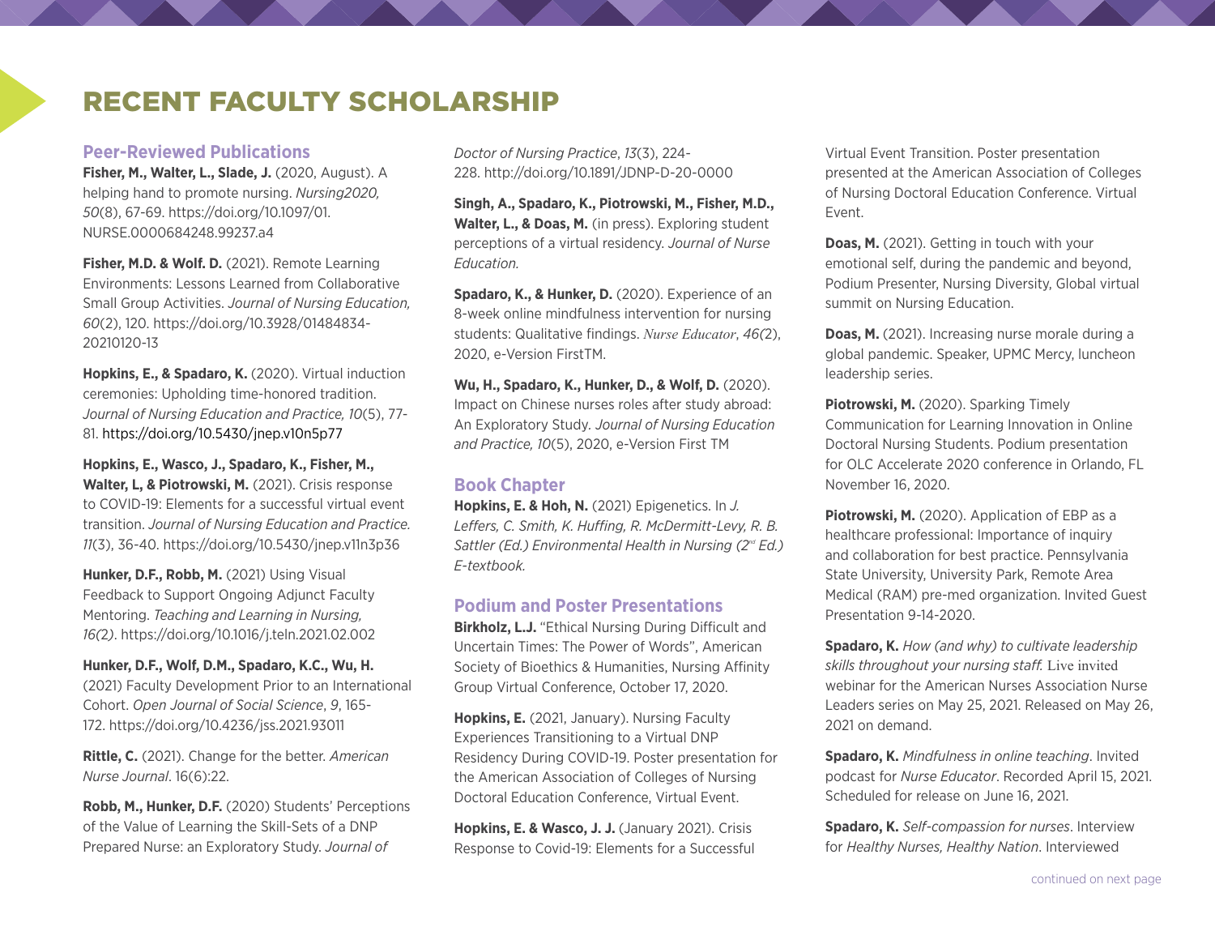# RECENT FACULTY SCHOLARSHIP

## Peer-Reviewed Publications

**Fisher, M., Walter, L., Slade, J.** (2020, August). A helping hand to promote nursing. *Nursing2020, 50*(8), 67-69. https://doi.org/10.1097/01.NURSE.0000684248.99237.a4

**Fisher, M.D. & Wolf. D.** (2021). Remote Learning Environments: Lessons Learned from Collaborative Small Group Activities. *Journal of Nursing Education, 60*(2), 120. https://doi.org/10.3928/01484834-20210120-13

**Hopkins, E., & Spadaro, K.** (2020). Virtual induction ceremonies: Upholding time-honored tradition. *Journal of Nursing Education and Practice, 10*(5), 77-81. https://doi.org/10.5430/jnep.v10n5p77

**Hopkins, E., Wasco, J., Spadaro, K., Fisher, M., Walter, L, & Piotrowski, M.** (2021). Crisis response to COVID-19: Elements for a successful virtual event transition. *Journal of Nursing Education and Practice. 11*(3), 36-40. https://doi.org/10.5430/jnep.v11n3p36

**Hunker, D.F., Robb, M.** (2021) Using Visual Feedback to Support Ongoing Adjunct Faculty Mentoring. *Teaching and Learning in Nursing, 16(2)*. https://doi.org/10.1016/j.teln.2021.02.002

**Hunker, D.F., Wolf, D.M., Spadaro, K.C., Wu, H.** (2021) Faculty Development Prior to an International Cohort. *Open Journal of Social Science*, *9*, 165-172. https://doi.org/10.4236/jss.2021.93011

**Rittle, C.** (2021). Change for the better. *American Nurse Journal*. 16(6):22.

**Robb, M., Hunker, D.F.** (2020) Students' Perceptions of the Value of Learning the Skill-Sets of a DNP Prepared Nurse: an Exploratory Study. *Journal of Doctor of Nursing Practice*, *13*(3), 224-228. http://doi.org/10.1891/JDNP-D-20-0000

**Singh, A., Spadaro, K., Piotrowski, M., Fisher, M.D., Walter, L., & Doas, M.** (in press). Exploring student perceptions of a virtual residency. *Journal of Nurse Education.*

**Spadaro, K., & Hunker, D.** (2020). Experience of an 8-week online mindfulness intervention for nursing students: Qualitative findings. *Nurse Educator*, *46(*2), 2020, e-Version FirstTM.

**Wu, H., Spadaro, K., Hunker, D., & Wolf, D.** (2020). Impact on Chinese nurses roles after study abroad: An Exploratory Study. *Journal of Nursing Education and Practice, 10*(5), 2020, e-Version First TM

## Book Chapter

**Hopkins, E. & Hoh, N.** (2021) Epigenetics. In *J. Leffers, C. Smith, K. Huffing, R. McDermitt-Levy, R. B. Sattler (Ed.) Environmental Health in Nursing (2nd Ed.) E-textbook.*

## Podium and Poster Presentations

**Birkholz, L.J.** "Ethical Nursing During Difficult and Uncertain Times: The Power of Words", American Society of Bioethics & Humanities, Nursing Affinity Group Virtual Conference, October 17, 2020.

**Hopkins, E.** (2021, January). Nursing Faculty Experiences Transitioning to a Virtual DNP Residency During COVID-19. Poster presentation for the American Association of Colleges of Nursing Doctoral Education Conference, Virtual Event.

**Hopkins, E. & Wasco, J. J.** (January 2021). Crisis Response to Covid-19: Elements for a Successful Virtual Event Transition. Poster presentation presented at the American Association of Colleges of Nursing Doctoral Education Conference. Virtual Event.

**Doas, M.** (2021). Getting in touch with your emotional self, during the pandemic and beyond, Podium Presenter, Nursing Diversity, Global virtual summit on Nursing Education.

**Doas, M.** (2021). Increasing nurse morale during a global pandemic. Speaker, UPMC Mercy, luncheon leadership series.

**Piotrowski, M.** (2020). Sparking Timely Communication for Learning Innovation in Online Doctoral Nursing Students. Podium presentation for OLC Accelerate 2020 conference in Orlando, FL November 16, 2020.

**Piotrowski, M.** (2020). Application of EBP as a healthcare professional: Importance of inquiry and collaboration for best practice. Pennsylvania State University, University Park, Remote Area Medical (RAM) pre-med organization. Invited Guest Presentation 9-14-2020.

**Spadaro, K.** *How (and why) to cultivate leadership skills throughout your nursing staff.* Live invited webinar for the American Nurses Association Nurse Leaders series on May 25, 2021. Released on May 26, 2021 on demand.

**Spadaro, K.** *Mindfulness in online teaching*. Invited podcast for *Nurse Educator*. Recorded April 15, 2021. Scheduled for release on June 16, 2021.

**Spadaro, K.** *Self-compassion for nurses*. Interview for *Healthy Nurses, Healthy Nation*. Interviewed

continued on next page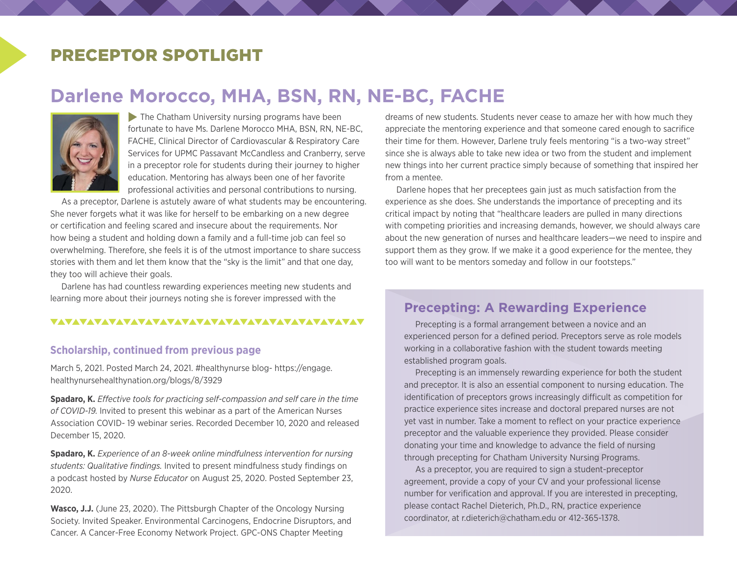## PRECEPTOR SPOTLIGHT

# Darlene Morocco, MHA, BSN, RN, NE-BC, FACHE

The Chatham University nursing programs have been fortunate to have Ms. Darlene Morocco MHA, BSN, RN, NE-BC, FACHE, Clinical Director of Cardiovascular & Respiratory Care Services for UPMC Passavant McCandless and Cranberry, serve in a preceptor role for students during their journey to higher education. Mentoring has always been one of her favorite professional activities and personal contributions to nursing.

As a preceptor, Darlene is astutely aware of what students may be encountering. She never forgets what it was like for herself to be embarking on a new degree or certification and feeling scared and insecure about the requirements. Nor how being a student and holding down a family and a full-time job can feel so overwhelming. Therefore, she feels it is of the utmost importance to share success stories with them and let them know that the "sky is the limit" and that one day, they too will achieve their goals.

Darlene has had countless rewarding experiences meeting new students and learning more about their journeys noting she is forever impressed with the dreams of new students. Students never cease to amaze her with how much they appreciate the mentoring experience and that someone cared enough to sacrifice their time for them. However, Darlene truly feels mentoring "is a two-way street" since she is always able to take new idea or two from the student and implement new things into her current practice simply because of something that inspired her from a mentee.

Darlene hopes that her preceptees gain just as much satisfaction from the experience as she does. She understands the importance of precepting and its critical impact by noting that "healthcare leaders are pulled in many directions with competing priorities and increasing demands, however, we should always care about the new generation of nurses and healthcare leaders—we need to inspire and support them as they grow. If we make it a good experience for the mentee, they too will want to be mentors someday and follow in our footsteps."

### Scholarship, continued from previous page

March 5, 2021. Posted March 24, 2021. #healthynurse blog- https://engage.healthynursehealthynation.org/blogs/8/3929

**Spadaro, K.** *Effective tools for practicing self-compassion and self care in the time of COVID-19.* Invited to present this webinar as a part of the American Nurses Association COVID- 19 webinar series. Recorded December 10, 2020 and released December 15, 2020.

**Spadaro, K.** *Experience of an 8-week online mindfulness intervention for nursing students: Qualitative findings.* Invited to present mindfulness study findings on a podcast hosted by *Nurse Educator* on August 25, 2020. Posted September 23, 2020.

**Wasco, J.J.** (June 23, 2020). The Pittsburgh Chapter of the Oncology Nursing Society. Invited Speaker. Environmental Carcinogens, Endocrine Disruptors, and Cancer. A Cancer-Free Economy Network Project. GPC-ONS Chapter Meeting

### Precepting: A Rewarding Experience

Precepting is a formal arrangement between a novice and an experienced person for a defined period. Preceptors serve as role models working in a collaborative fashion with the student towards meeting established program goals.

Precepting is an immensely rewarding experience for both the student and preceptor. It is also an essential component to nursing education. The identification of preceptors grows increasingly difficult as competition for practice experience sites increase and doctoral prepared nurses are not yet vast in number. Take a moment to reflect on your practice experience preceptor and the valuable experience they provided. Please consider donating your time and knowledge to advance the field of nursing through precepting for Chatham University Nursing Programs.

As a preceptor, you are required to sign a student-preceptor agreement, provide a copy of your CV and your professional license number for verification and approval. If you are interested in precepting, please contact Rachel Dieterich, Ph.D., RN, practice experience coordinator, at r.dieterich@chatham.edu or 412-365-1378.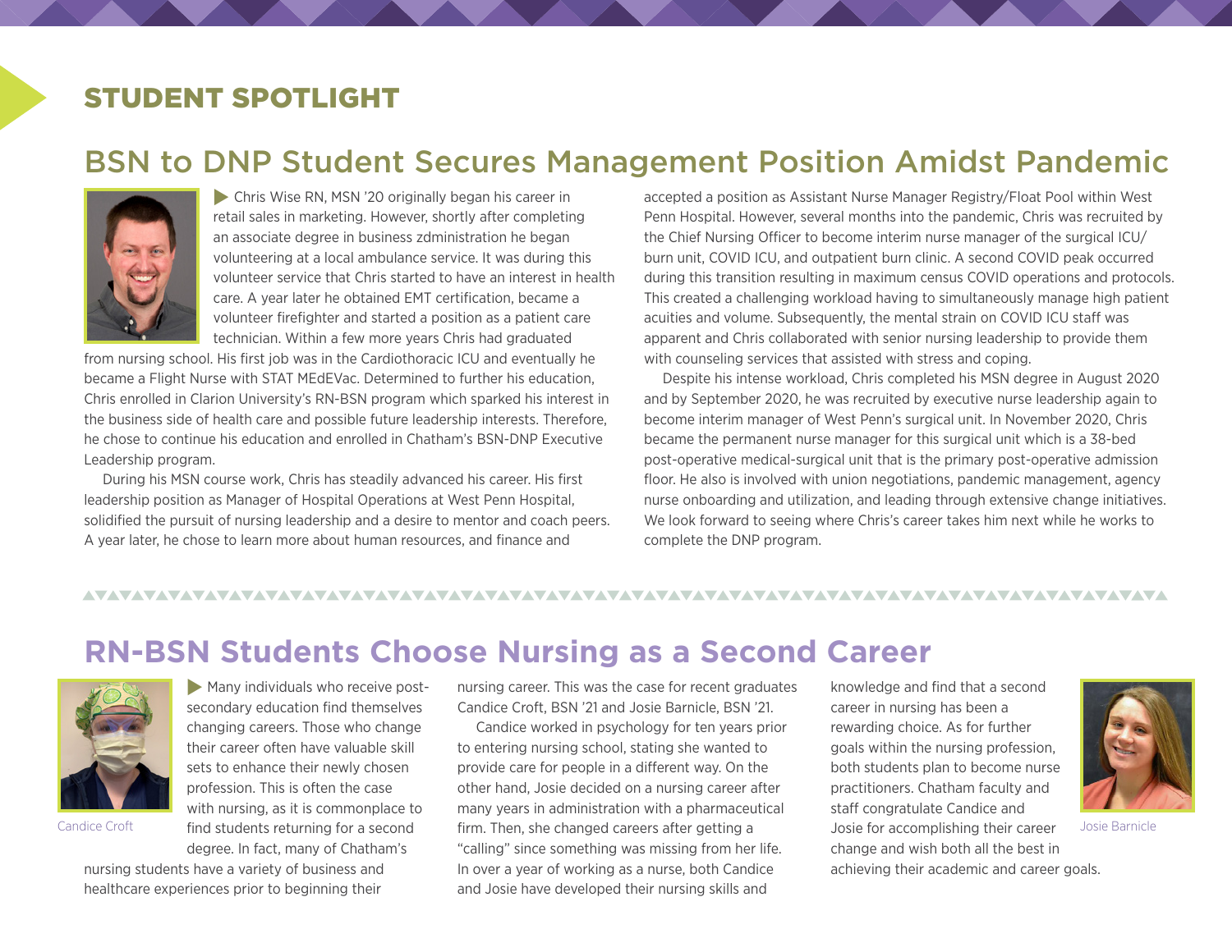## STUDENT SPOTLIGHT

# BSN to DNP Student Secures Management Position Amidst Pandemic

Chris Wise RN, MSN '20 originally began his career in retail sales in marketing. However, shortly after completing an associate degree in business zdministration he began volunteering at a local ambulance service. It was during this volunteer service that Chris started to have an interest in health care. A year later he obtained EMT certification, became a volunteer firefighter and started a position as a patient care technician. Within a few more years Chris had graduated from nursing school. His first job was in the Cardiothoracic ICU and eventually he became a Flight Nurse with STAT MEdEVac. Determined to further his education, Chris enrolled in Clarion University's RN-BSN program which sparked his interest in the business side of health care and possible future leadership interests. Therefore, he chose to continue his education and enrolled in Chatham's BSN-DNP Executive Leadership program.

During his MSN course work, Chris has steadily advanced his career. His first leadership position as Manager of Hospital Operations at West Penn Hospital, solidified the pursuit of nursing leadership and a desire to mentor and coach peers. A year later, he chose to learn more about human resources, and finance and accepted a position as Assistant Nurse Manager Registry/Float Pool within West Penn Hospital. However, several months into the pandemic, Chris was recruited by the Chief Nursing Officer to become interim nurse manager of the surgical ICU/ burn unit, COVID ICU, and outpatient burn clinic. A second COVID peak occurred during this transition resulting in maximum census COVID operations and protocols. This created a challenging workload having to simultaneously manage high patient acuities and volume. Subsequently, the mental strain on COVID ICU staff was apparent and Chris collaborated with senior nursing leadership to provide them with counseling services that assisted with stress and coping.

Despite his intense workload, Chris completed his MSN degree in August 2020 and by September 2020, he was recruited by executive nurse leadership again to become interim manager of West Penn's surgical unit. In November 2020, Chris became the permanent nurse manager for this surgical unit which is a 38-bed post-operative medical-surgical unit that is the primary post-operative admission floor. He also is involved with union negotiations, pandemic management, agency nurse onboarding and utilization, and leading through extensive change initiatives. We look forward to seeing where Chris's career takes him next while he works to complete the DNP program.

# RN-BSN Students Choose Nursing as a Second Career

Many individuals who receive post-secondary education find themselves changing careers. Those who change their career often have valuable skill sets to enhance their newly chosen profession. This is often the case with nursing, as it is commonplace to find students returning for a second degree. In fact, many of Chatham's nursing students have a variety of business and healthcare experiences prior to beginning their nursing career. This was the case for recent graduates Candice Croft, BSN '21 and Josie Barnicle, BSN '21.

Candice Croft

Candice worked in psychology for ten years prior to entering nursing school, stating she wanted to provide care for people in a different way. On the other hand, Josie decided on a nursing career after many years in administration with a pharmaceutical firm. Then, she changed careers after getting a "calling" since something was missing from her life. In over a year of working as a nurse, both Candice and Josie have developed their nursing skills and knowledge and find that a second career in nursing has been a rewarding choice. As for further goals within the nursing profession, both students plan to become nurse practitioners. Chatham faculty and staff congratulate Candice and Josie for accomplishing their career change and wish both all the best in achieving their academic and career goals.

Josie Barnicle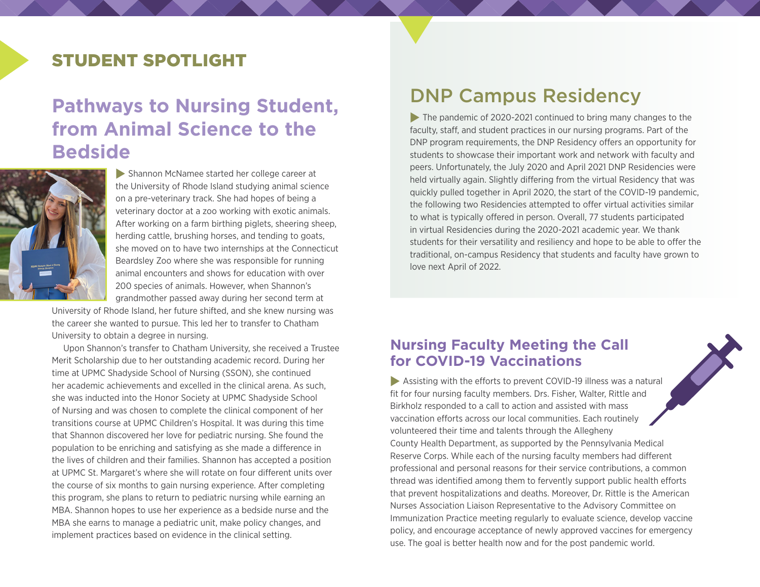## STUDENT SPOTLIGHT

# Pathways to Nursing Student, from Animal Science to the Bedside

Shannon McNamee started her college career at the University of Rhode Island studying animal science on a pre-veterinary track. She had hopes of being a veterinary doctor at a zoo working with exotic animals. After working on a farm birthing piglets, sheering sheep, herding cattle, brushing horses, and tending to goats, she moved on to have two internships at the Connecticut Beardsley Zoo where she was responsible for running animal encounters and shows for education with over 200 species of animals. However, when Shannon's grandmother passed away during her second term at University of Rhode Island, her future shifted, and she knew nursing was the career she wanted to pursue. This led her to transfer to Chatham University to obtain a degree in nursing.

Upon Shannon's transfer to Chatham University, she received a Trustee Merit Scholarship due to her outstanding academic record. During her time at UPMC Shadyside School of Nursing (SSON), she continued her academic achievements and excelled in the clinical arena. As such, she was inducted into the Honor Society at UPMC Shadyside School of Nursing and was chosen to complete the clinical component of her transitions course at UPMC Children's Hospital. It was during this time that Shannon discovered her love for pediatric nursing. She found the population to be enriching and satisfying as she made a difference in the lives of children and their families. Shannon has accepted a position at UPMC St. Margaret's where she will rotate on four different units over the course of six months to gain nursing experience. After completing this program, she plans to return to pediatric nursing while earning an MBA. Shannon hopes to use her experience as a bedside nurse and the MBA she earns to manage a pediatric unit, make policy changes, and implement practices based on evidence in the clinical setting.

# DNP Campus Residency

The pandemic of 2020-2021 continued to bring many changes to the faculty, staff, and student practices in our nursing programs. Part of the DNP program requirements, the DNP Residency offers an opportunity for students to showcase their important work and network with faculty and peers. Unfortunately, the July 2020 and April 2021 DNP Residencies were held virtually again. Slightly differing from the virtual Residency that was quickly pulled together in April 2020, the start of the COVID-19 pandemic, the following two Residencies attempted to offer virtual activities similar to what is typically offered in person. Overall, 77 students participated in virtual Residencies during the 2020-2021 academic year. We thank students for their versatility and resiliency and hope to be able to offer the traditional, on-campus Residency that students and faculty have grown to love next April of 2022.

## Nursing Faculty Meeting the Call for COVID-19 Vaccinations

Assisting with the efforts to prevent COVID-19 illness was a natural fit for four nursing faculty members. Drs. Fisher, Walter, Rittle and Birkholz responded to a call to action and assisted with mass vaccination efforts across our local communities. Each routinely volunteered their time and talents through the Allegheny County Health Department, as supported by the Pennsylvania Medical Reserve Corps. While each of the nursing faculty members had different professional and personal reasons for their service contributions, a common thread was identified among them to fervently support public health efforts that prevent hospitalizations and deaths. Moreover, Dr. Rittle is the American Nurses Association Liaison Representative to the Advisory Committee on Immunization Practice meeting regularly to evaluate science, develop vaccine policy, and encourage acceptance of newly approved vaccines for emergency use. The goal is better health now and for the post pandemic world.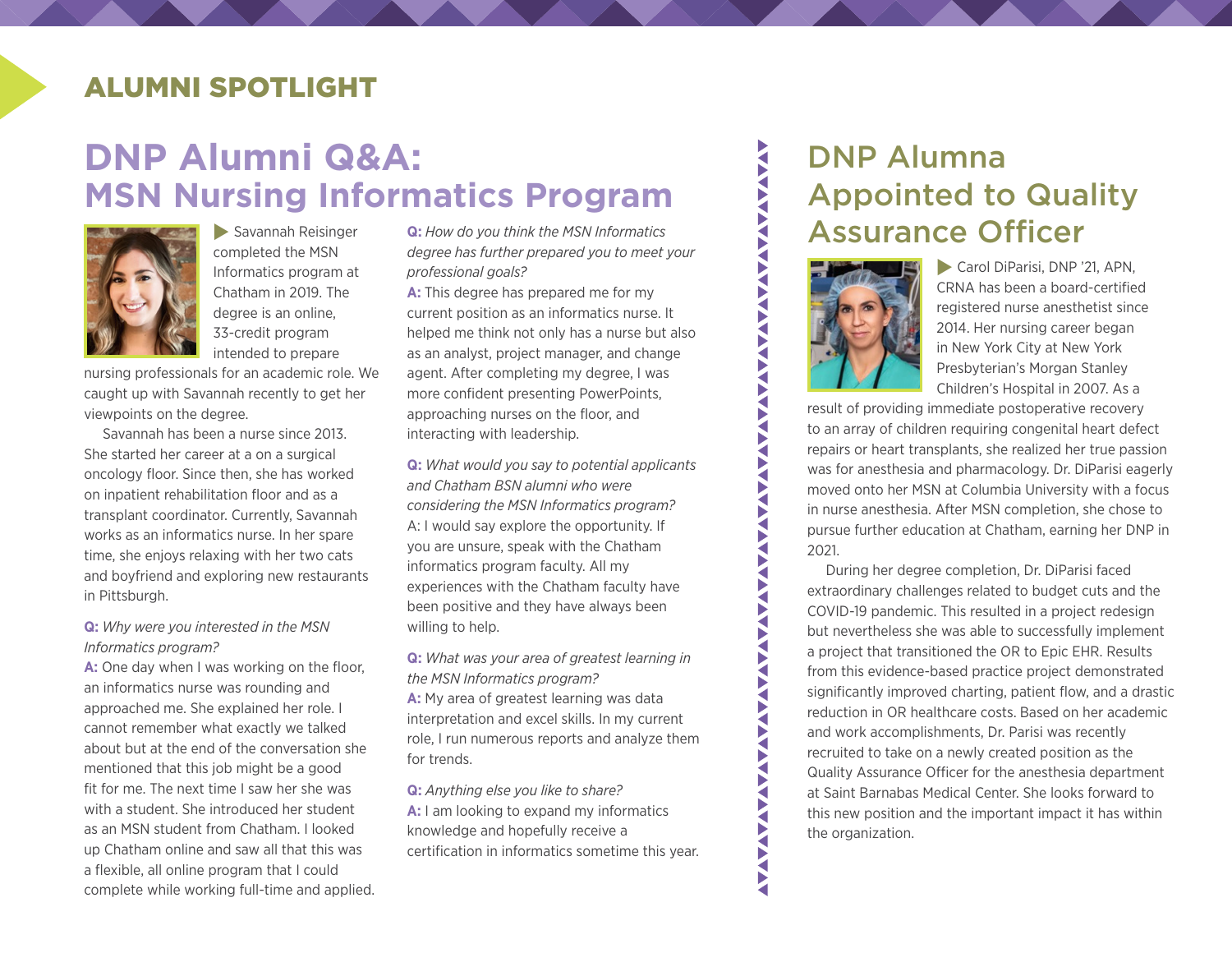## ALUMNI SPOTLIGHT

# DNP Alumni Q&A: MSN Nursing Informatics Program

Savannah Reisinger completed the MSN Informatics program at Chatham in 2019. The degree is an online, 33-credit program intended to prepare nursing professionals for an academic role. We caught up with Savannah recently to get her viewpoints on the degree.

Savannah has been a nurse since 2013. She started her career at a on a surgical oncology floor. Since then, she has worked on inpatient rehabilitation floor and as a transplant coordinator. Currently, Savannah works as an informatics nurse. In her spare time, she enjoys relaxing with her two cats and boyfriend and exploring new restaurants in Pittsburgh.

**Q:** *Why were you interested in the MSN Informatics program?*

**A:** One day when I was working on the floor, an informatics nurse was rounding and approached me. She explained her role. I cannot remember what exactly we talked about but at the end of the conversation she mentioned that this job might be a good fit for me. The next time I saw her she was with a student. She introduced her student as an MSN student from Chatham. I looked up Chatham online and saw all that this was a flexible, all online program that I could complete while working full-time and applied.

**Q:** *How do you think the MSN Informatics degree has further prepared you to meet your professional goals?*

**A:** This degree has prepared me for my current position as an informatics nurse. It helped me think not only has a nurse but also as an analyst, project manager, and change agent. After completing my degree, I was more confident presenting PowerPoints, approaching nurses on the floor, and interacting with leadership.

**Q:** *What would you say to potential applicants and Chatham BSN alumni who were considering the MSN Informatics program?*

A: I would say explore the opportunity. If you are unsure, speak with the Chatham informatics program faculty. All my experiences with the Chatham faculty have been positive and they have always been willing to help.

**Q:** *What was your area of greatest learning in the MSN Informatics program?*

**A:** My area of greatest learning was data interpretation and excel skills. In my current role, I run numerous reports and analyze them for trends.

**Q:** *Anything else you like to share?*

**A:** I am looking to expand my informatics knowledge and hopefully receive a certification in informatics sometime this year.

# DNP Alumna Appointed to Quality Assurance Officer

Carol DiParisi, DNP '21, APN, CRNA has been a board-certified registered nurse anesthetist since 2014. Her nursing career began in New York City at New York Presbyterian's Morgan Stanley Children's Hospital in 2007. As a result of providing immediate postoperative recovery to an array of children requiring congenital heart defect repairs or heart transplants, she realized her true passion was for anesthesia and pharmacology. Dr. DiParisi eagerly moved onto her MSN at Columbia University with a focus in nurse anesthesia. After MSN completion, she chose to pursue further education at Chatham, earning her DNP in 2021.

During her degree completion, Dr. DiParisi faced extraordinary challenges related to budget cuts and the COVID-19 pandemic. This resulted in a project redesign but nevertheless she was able to successfully implement a project that transitioned the OR to Epic EHR. Results from this evidence-based practice project demonstrated significantly improved charting, patient flow, and a drastic reduction in OR healthcare costs. Based on her academic and work accomplishments, Dr. Parisi was recently recruited to take on a newly created position as the Quality Assurance Officer for the anesthesia department at Saint Barnabas Medical Center. She looks forward to this new position and the important impact it has within the organization.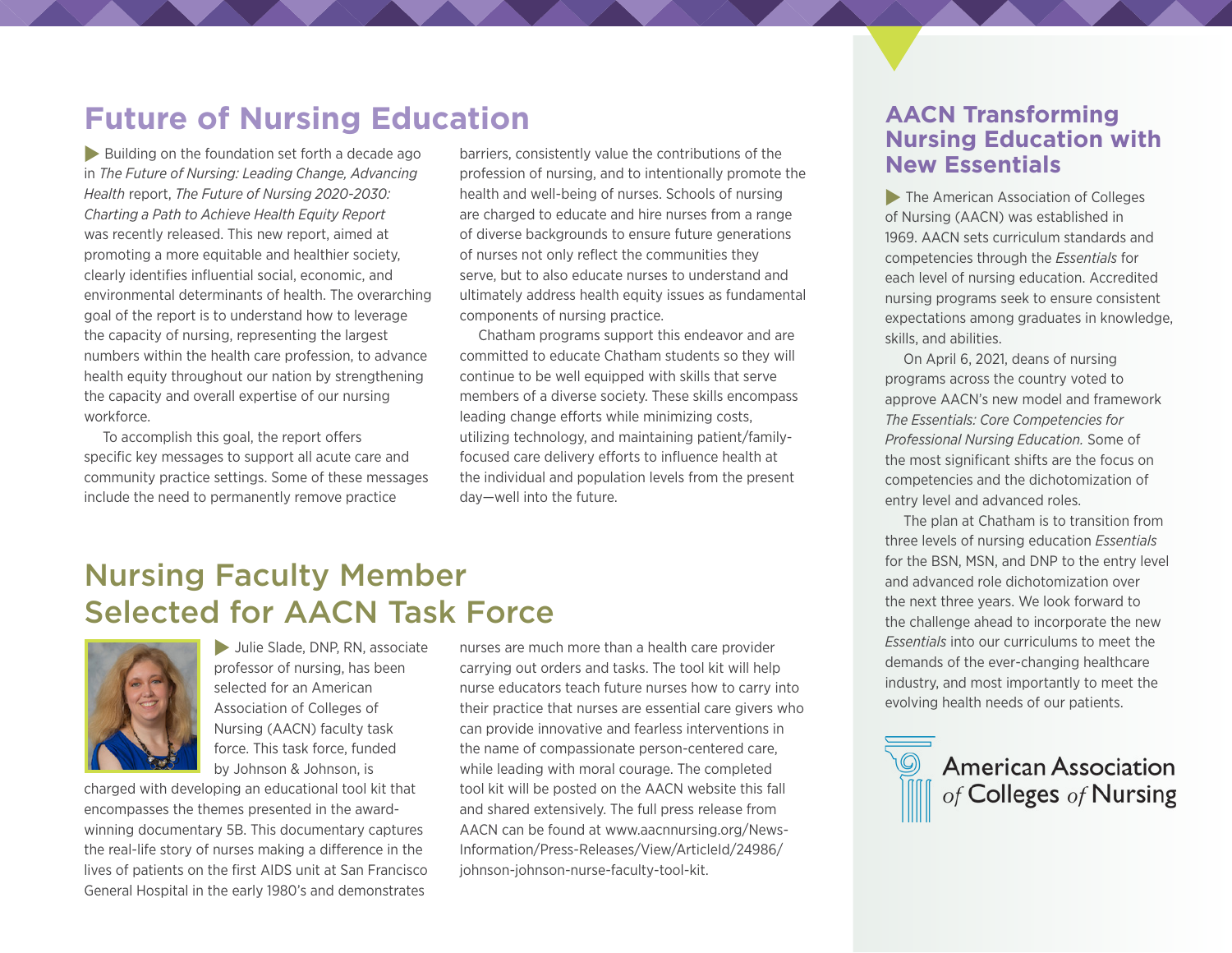## Future of Nursing Education

Building on the foundation set forth a decade ago in *The Future of Nursing: Leading Change, Advancing Health* report, *The Future of Nursing 2020-2030: Charting a Path to Achieve Health Equity Report* was recently released. This new report, aimed at promoting a more equitable and healthier society, clearly identifies influential social, economic, and environmental determinants of health. The overarching goal of the report is to understand how to leverage the capacity of nursing, representing the largest numbers within the health care profession, to advance health equity throughout our nation by strengthening the capacity and overall expertise of our nursing workforce.

To accomplish this goal, the report offers specific key messages to support all acute care and community practice settings. Some of these messages include the need to permanently remove practice barriers, consistently value the contributions of the profession of nursing, and to intentionally promote the health and well-being of nurses. Schools of nursing are charged to educate and hire nurses from a range of diverse backgrounds to ensure future generations of nurses not only reflect the communities they serve, but to also educate nurses to understand and ultimately address health equity issues as fundamental components of nursing practice.

Chatham programs support this endeavor and are committed to educate Chatham students so they will continue to be well equipped with skills that serve members of a diverse society. These skills encompass leading change efforts while minimizing costs, utilizing technology, and maintaining patient/family-focused care delivery efforts to influence health at the individual and population levels from the present day—well into the future.

## Nursing Faculty Member Selected for AACN Task Force

Julie Slade, DNP, RN, associate professor of nursing, has been selected for an American Association of Colleges of Nursing (AACN) faculty task force. This task force, funded by Johnson & Johnson, is charged with developing an educational tool kit that encompasses the themes presented in the award-winning documentary 5B. This documentary captures the real-life story of nurses making a difference in the lives of patients on the first AIDS unit at San Francisco General Hospital in the early 1980's and demonstrates nurses are much more than a health care provider carrying out orders and tasks. The tool kit will help nurse educators teach future nurses how to carry into their practice that nurses are essential care givers who can provide innovative and fearless interventions in the name of compassionate person-centered care, while leading with moral courage. The completed tool kit will be posted on the AACN website this fall and shared extensively. The full press release from AACN can be found at www.aacnnursing.org/News-Information/Press-Releases/View/ArticleId/24986/johnson-johnson-nurse-faculty-tool-kit.

## AACN Transforming Nursing Education with New Essentials

The American Association of Colleges of Nursing (AACN) was established in 1969. AACN sets curriculum standards and competencies through the *Essentials* for each level of nursing education. Accredited nursing programs seek to ensure consistent expectations among graduates in knowledge, skills, and abilities.

On April 6, 2021, deans of nursing programs across the country voted to approve AACN's new model and framework *The Essentials: Core Competencies for Professional Nursing Education.* Some of the most significant shifts are the focus on competencies and the dichotomization of entry level and advanced roles.

The plan at Chatham is to transition from three levels of nursing education *Essentials* for the BSN, MSN, and DNP to the entry level and advanced role dichotomization over the next three years. We look forward to the challenge ahead to incorporate the new *Essentials* into our curriculums to meet the demands of the ever-changing healthcare industry, and most importantly to meet the evolving health needs of our patients.

American Association *of* Colleges *of* Nursing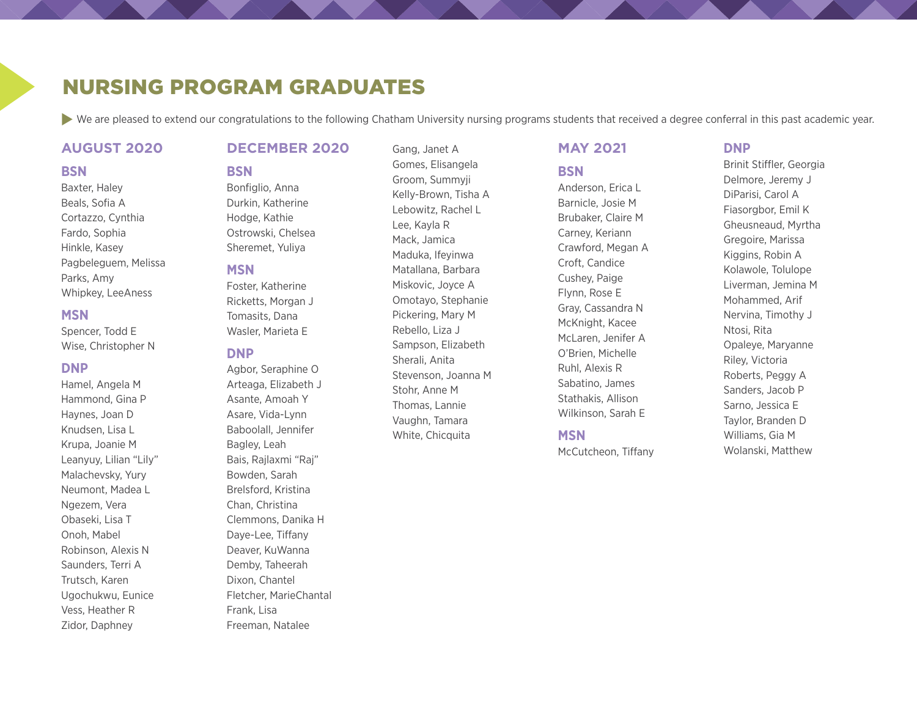# NURSING PROGRAM GRADUATES

We are pleased to extend our congratulations to the following Chatham University nursing programs students that received a degree conferral in this past academic year.

## AUGUST 2020

### BSN

Baxter, Haley
Beals, Sofia A
Cortazzo, Cynthia
Fardo, Sophia
Hinkle, Kasey
Pagbeleguem, Melissa
Parks, Amy
Whipkey, LeeAness

### MSN

Spencer, Todd E
Wise, Christopher N

### DNP

Hamel, Angela M
Hammond, Gina P
Haynes, Joan D
Knudsen, Lisa L
Krupa, Joanie M
Leanyuy, Lilian "Lily"
Malachevsky, Yury
Neumont, Madea L
Ngezem, Vera
Obaseki, Lisa T
Onoh, Mabel
Robinson, Alexis N
Saunders, Terri A
Trutsch, Karen
Ugochukwu, Eunice
Vess, Heather R
Zidor, Daphney

## DECEMBER 2020

### BSN

Bonfiglio, Anna
Durkin, Katherine
Hodge, Kathie
Ostrowski, Chelsea
Sheremet, Yuliya

### MSN

Foster, Katherine
Ricketts, Morgan J
Tomasits, Dana
Wasler, Marieta E

### DNP

Agbor, Seraphine O
Arteaga, Elizabeth J
Asante, Amoah Y
Asare, Vida-Lynn
Baboolall, Jennifer
Bagley, Leah
Bais, Rajlaxmi "Raj"
Bowden, Sarah
Brelsford, Kristina
Chan, Christina
Clemmons, Danika H
Daye-Lee, Tiffany
Deaver, KuWanna
Demby, Taheerah
Dixon, Chantel
Fletcher, MarieChantal
Frank, Lisa
Freeman, Natalee
Gang, Janet A
Gomes, Elisangela
Groom, Summyji
Kelly-Brown, Tisha A
Lebowitz, Rachel L
Lee, Kayla R
Mack, Jamica
Maduka, Ifeyinwa
Matallana, Barbara
Miskovic, Joyce A
Omotayo, Stephanie
Pickering, Mary M
Rebello, Liza J
Sampson, Elizabeth
Sherali, Anita
Stevenson, Joanna M
Stohr, Anne M
Thomas, Lannie
Vaughn, Tamara
White, Chicquita

## MAY 2021

### BSN

Anderson, Erica L
Barnicle, Josie M
Brubaker, Claire M
Carney, Keriann
Crawford, Megan A
Croft, Candice
Cushey, Paige
Flynn, Rose E
Gray, Cassandra N
McKnight, Kacee
McLaren, Jenifer A
O'Brien, Michelle
Ruhl, Alexis R
Sabatino, James
Stathakis, Allison
Wilkinson, Sarah E

### MSN

McCutcheon, Tiffany

### DNP

Brinit Stiffler, Georgia
Delmore, Jeremy J
DiParisi, Carol A
Fiasorgbor, Emil K
Gheusneaud, Myrtha
Gregoire, Marissa
Kiggins, Robin A
Kolawole, Tolulope
Liverman, Jemina M
Mohammed, Arif
Nervina, Timothy J
Ntosi, Rita
Opaleye, Maryanne
Riley, Victoria
Roberts, Peggy A
Sanders, Jacob P
Sarno, Jessica E
Taylor, Branden D
Williams, Gia M
Wolanski, Matthew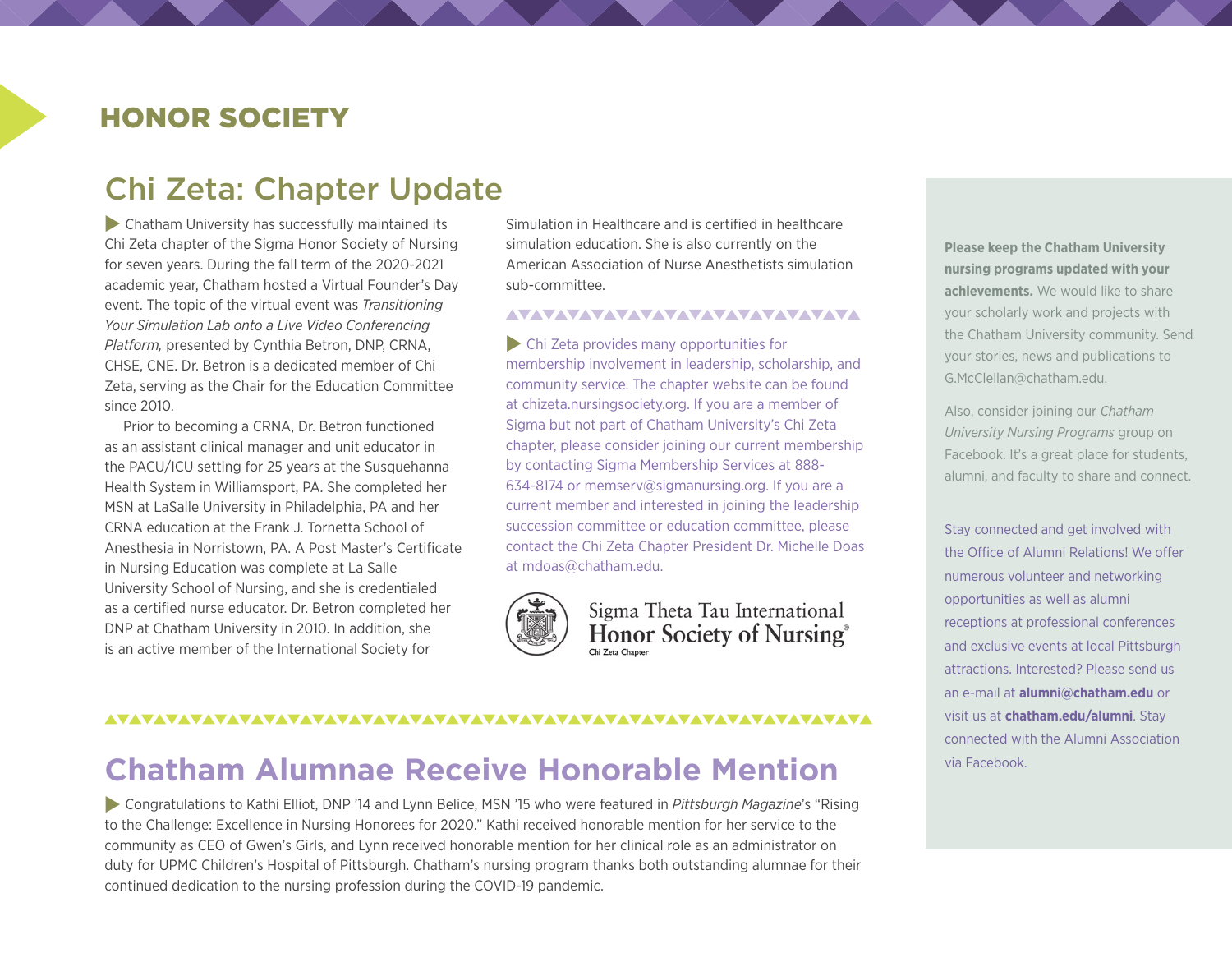# HONOR SOCIETY

## Chi Zeta: Chapter Update

Chatham University has successfully maintained its Chi Zeta chapter of the Sigma Honor Society of Nursing for seven years. During the fall term of the 2020-2021 academic year, Chatham hosted a Virtual Founder's Day event. The topic of the virtual event was *Transitioning Your Simulation Lab onto a Live Video Conferencing Platform,* presented by Cynthia Betron, DNP, CRNA, CHSE, CNE. Dr. Betron is a dedicated member of Chi Zeta, serving as the Chair for the Education Committee since 2010.

Prior to becoming a CRNA, Dr. Betron functioned as an assistant clinical manager and unit educator in the PACU/ICU setting for 25 years at the Susquehanna Health System in Williamsport, PA. She completed her MSN at LaSalle University in Philadelphia, PA and her CRNA education at the Frank J. Tornetta School of Anesthesia in Norristown, PA. A Post Master's Certificate in Nursing Education was complete at La Salle University School of Nursing, and she is credentialed as a certified nurse educator. Dr. Betron completed her DNP at Chatham University in 2010. In addition, she is an active member of the International Society for Simulation in Healthcare and is certified in healthcare simulation education. She is also currently on the American Association of Nurse Anesthetists simulation sub-committee.

Chi Zeta provides many opportunities for membership involvement in leadership, scholarship, and community service. The chapter website can be found at chizeta.nursingsociety.org. If you are a member of Sigma but not part of Chatham University's Chi Zeta chapter, please consider joining our current membership by contacting Sigma Membership Services at 888-634-8174 or memserv@sigmanursing.org. If you are a current member and interested in joining the leadership succession committee or education committee, please contact the Chi Zeta Chapter President Dr. Michelle Doas at mdoas@chatham.edu.

Sigma Theta Tau International
Honor Society of Nursing®
Chi Zeta Chapter

## Chatham Alumnae Receive Honorable Mention

Congratulations to Kathi Elliot, DNP '14 and Lynn Belice, MSN '15 who were featured in *Pittsburgh Magazine*'s "Rising to the Challenge: Excellence in Nursing Honorees for 2020." Kathi received honorable mention for her service to the community as CEO of Gwen's Girls, and Lynn received honorable mention for her clinical role as an administrator on duty for UPMC Children's Hospital of Pittsburgh. Chatham's nursing program thanks both outstanding alumnae for their continued dedication to the nursing profession during the COVID-19 pandemic.

**Please keep the Chatham University nursing programs updated with your achievements.** We would like to share your scholarly work and projects with the Chatham University community. Send your stories, news and publications to G.McClellan@chatham.edu.

Also, consider joining our *Chatham University Nursing Programs* group on Facebook. It's a great place for students, alumni, and faculty to share and connect.

Stay connected and get involved with the Office of Alumni Relations! We offer numerous volunteer and networking opportunities as well as alumni receptions at professional conferences and exclusive events at local Pittsburgh attractions. Interested? Please send us an e-mail at **alumni@chatham.edu** or visit us at **chatham.edu/alumni**. Stay connected with the Alumni Association via Facebook.